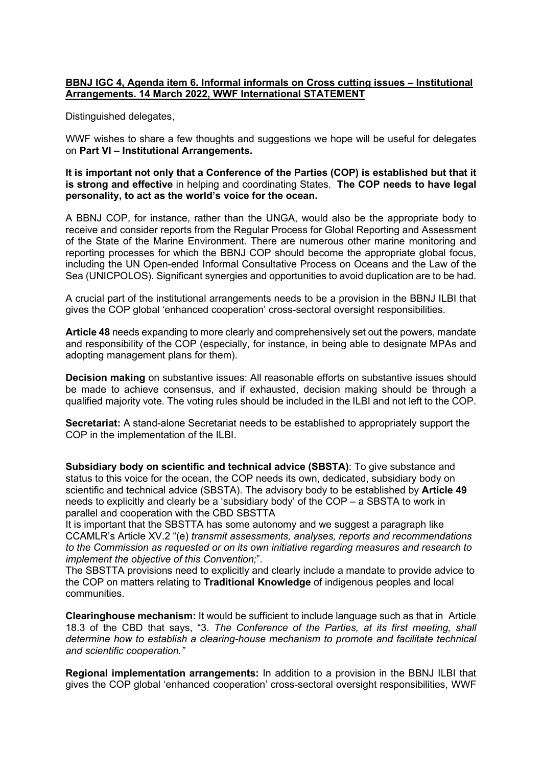**BBNJ IGC 4, Agenda item 6. Informal informals on Cross cutting issues – Institutional Arrangements. 14 March 2022, WWF International STATEMENT**

Distinguished delegates,

WWF wishes to share a few thoughts and suggestions we hope will be useful for delegates on **Part VI – Institutional Arrangements.**

**It is important not only that a Conference of the Parties (COP) is established but that it is strong and effective** in helping and coordinating States. **The COP needs to have legal personality, to act as the world's voice for the ocean.**

A BBNJ COP, for instance, rather than the UNGA, would also be the appropriate body to receive and consider reports from the Regular Process for Global Reporting and Assessment of the State of the Marine Environment. There are numerous other marine monitoring and reporting processes for which the BBNJ COP should become the appropriate global focus, including the UN Open-ended Informal Consultative Process on Oceans and the Law of the Sea (UNICPOLOS). Significant synergies and opportunities to avoid duplication are to be had.

A crucial part of the institutional arrangements needs to be a provision in the BBNJ ILBI that gives the COP global 'enhanced cooperation' cross-sectoral oversight responsibilities.

**Article 48** needs expanding to more clearly and comprehensively set out the powers, mandate and responsibility of the COP (especially, for instance, in being able to designate MPAs and adopting management plans for them).

**Decision making** on substantive issues: All reasonable efforts on substantive issues should be made to achieve consensus, and if exhausted, decision making should be through a qualified majority vote. The voting rules should be included in the ILBI and not left to the COP.

**Secretariat:** A stand-alone Secretariat needs to be established to appropriately support the COP in the implementation of the ILBI.

**Subsidiary body on scientific and technical advice (SBSTA)**: To give substance and status to this voice for the ocean, the COP needs its own, dedicated, subsidiary body on scientific and technical advice (SBSTA). The advisory body to be established by **Article 49** needs to explicitly and clearly be a 'subsidiary body' of the COP – a SBSTA to work in parallel and cooperation with the CBD SBSTTA

It is important that the SBSTTA has some autonomy and we suggest a paragraph like CCAMLR's Article XV.2 "(e) *transmit assessments, analyses, reports and recommendations to the Commission as requested or on its own initiative regarding measures and research to implement the objective of this Convention;*".

The SBSTTA provisions need to explicitly and clearly include a mandate to provide advice to the COP on matters relating to **Traditional Knowledge** of indigenous peoples and local communities.

**Clearinghouse mechanism:** It would be sufficient to include language such as that in Article 18.3 of the CBD that says, "3. *The Conference of the Parties, at its first meeting, shall determine how to establish a clearing-house mechanism to promote and facilitate technical and scientific cooperation."*

**Regional implementation arrangements:** In addition to a provision in the BBNJ ILBI that gives the COP global 'enhanced cooperation' cross-sectoral oversight responsibilities, WWF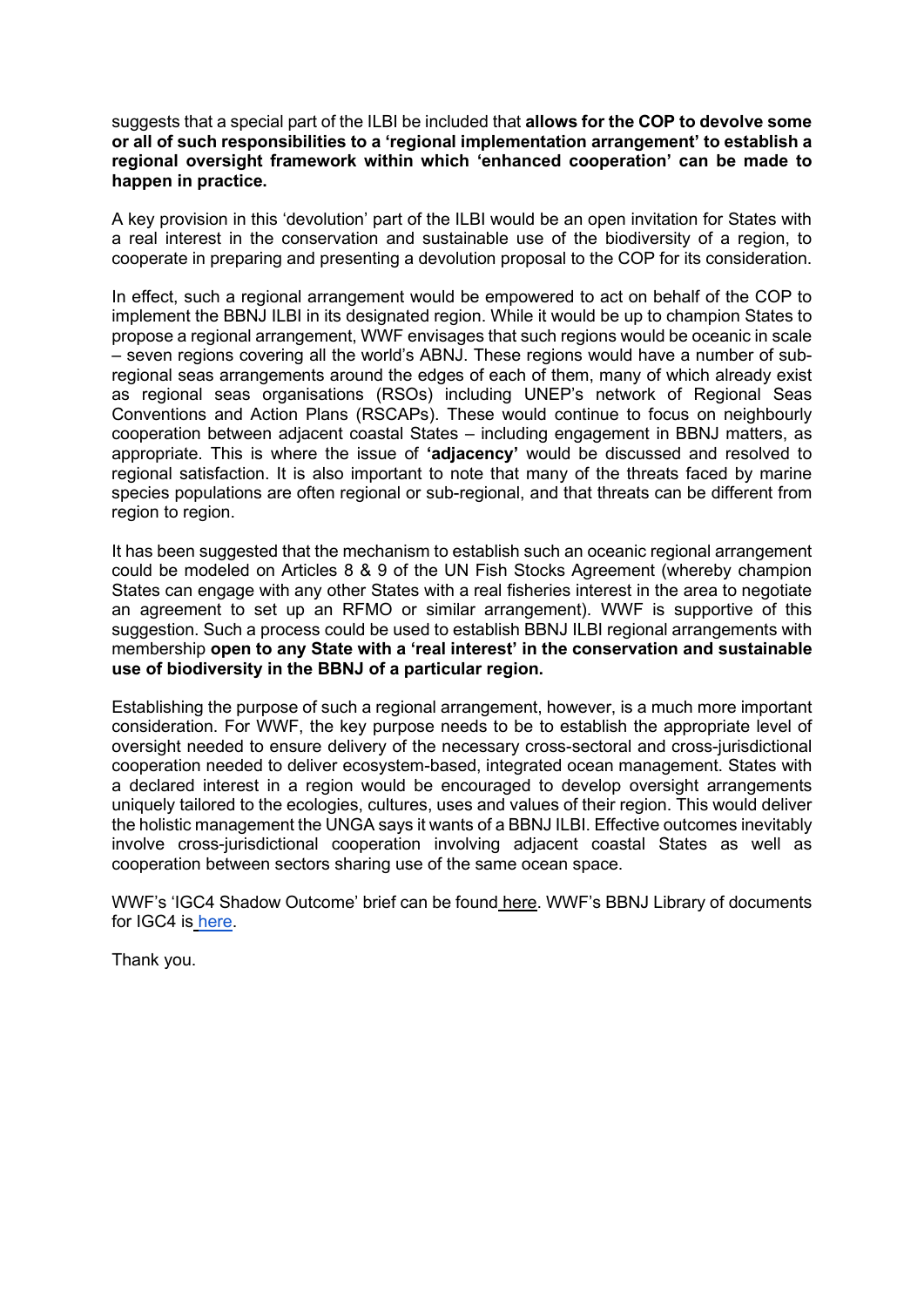suggests that a special part of the ILBI be included that **allows for the COP to devolve some or all of such responsibilities to a 'regional implementation arrangement' to establish a regional oversight framework within which 'enhanced cooperation' can be made to happen in practice.**

A key provision in this 'devolution' part of the ILBI would be an open invitation for States with a real interest in the conservation and sustainable use of the biodiversity of a region, to cooperate in preparing and presenting a devolution proposal to the COP for its consideration.

In effect, such a regional arrangement would be empowered to act on behalf of the COP to implement the BBNJ ILBI in its designated region. While it would be up to champion States to propose a regional arrangement, WWF envisages that such regions would be oceanic in scale – seven regions covering all the world's ABNJ. These regions would have a number of sub-regional seas arrangements around the edges of each of them, many of which already exist as regional seas organisations (RSOs) including UNEP's network of Regional Seas Conventions and Action Plans (RSCAPs). These would continue to focus on neighbourly cooperation between adjacent coastal States – including engagement in BBNJ matters, as appropriate. This is where the issue of **'adjacency'** would be discussed and resolved to regional satisfaction. It is also important to note that many of the threats faced by marine species populations are often regional or sub-regional, and that threats can be different from region to region.

It has been suggested that the mechanism to establish such an oceanic regional arrangement could be modeled on Articles 8 & 9 of the UN Fish Stocks Agreement (whereby champion States can engage with any other States with a real fisheries interest in the area to negotiate an agreement to set up an RFMO or similar arrangement). WWF is supportive of this suggestion. Such a process could be used to establish BBNJ ILBI regional arrangements with membership **open to any State with a 'real interest' in the conservation and sustainable use of biodiversity in the BBNJ of a particular region.**

Establishing the purpose of such a regional arrangement, however, is a much more important consideration. For WWF, the key purpose needs to be to establish the appropriate level of oversight needed to ensure delivery of the necessary cross-sectoral and cross-jurisdictional cooperation needed to deliver ecosystem-based, integrated ocean management. States with a declared interest in a region would be encouraged to develop oversight arrangements uniquely tailored to the ecologies, cultures, uses and values of their region. This would deliver the holistic management the UNGA says it wants of a BBNJ ILBI. Effective outcomes inevitably involve cross-jurisdictional cooperation involving adjacent coastal States as well as cooperation between sectors sharing use of the same ocean space.

WWF's 'IGC4 Shadow Outcome' brief can be found here. WWF's BBNJ Library of documents for IGC4 is here.

Thank you.